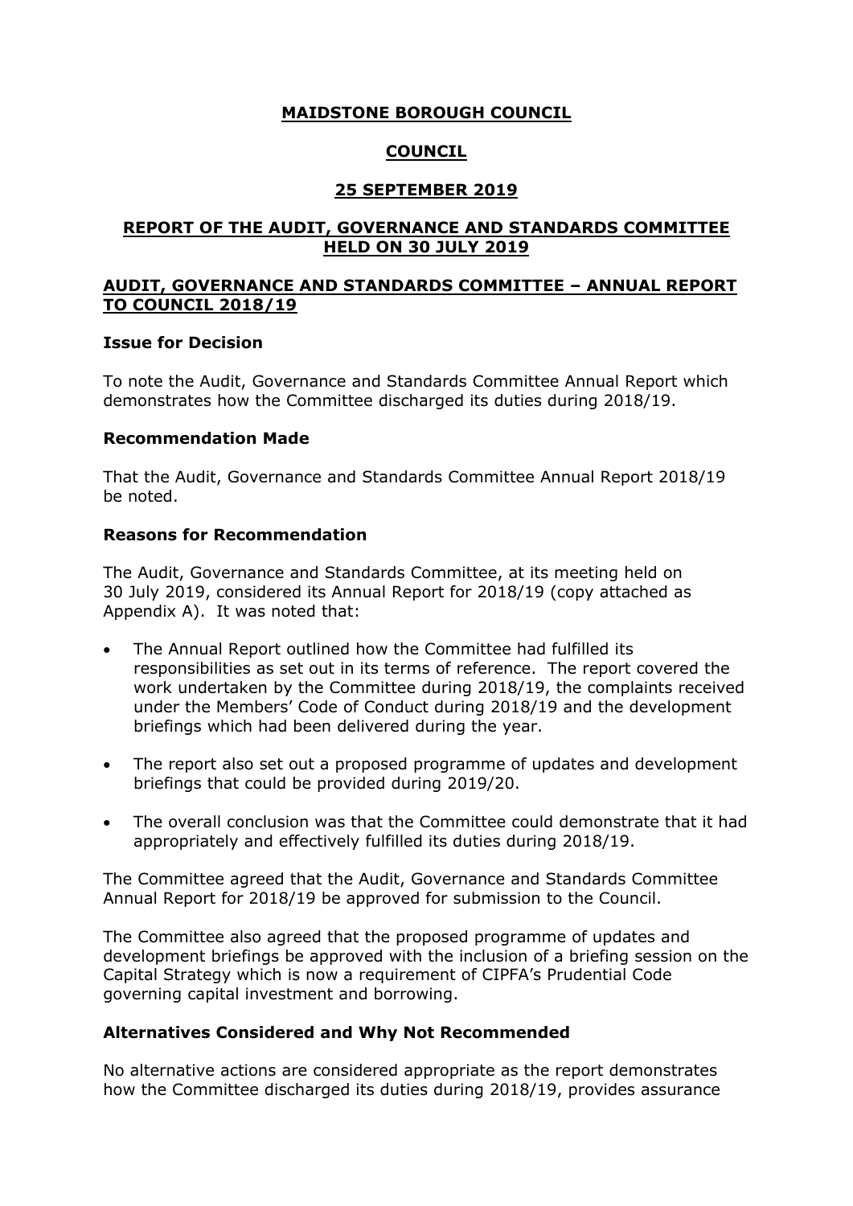# MAIDSTONE BOROUGH COUNCIL

## COUNCIL

## 25 SEPTEMBER 2019

## REPORT OF THE AUDIT, GOVERNANCE AND STANDARDS COMMITTEE HELD ON 30 JULY 2019

## AUDIT, GOVERNANCE AND STANDARDS COMMITTEE – ANNUAL REPORT TO COUNCIL 2018/19

### Issue for Decision

To note the Audit, Governance and Standards Committee Annual Report which demonstrates how the Committee discharged its duties during 2018/19.

### Recommendation Made

That the Audit, Governance and Standards Committee Annual Report 2018/19 be noted.

### Reasons for Recommendation

The Audit, Governance and Standards Committee, at its meeting held on 30 July 2019, considered its Annual Report for 2018/19 (copy attached as Appendix A). It was noted that:

- The Annual Report outlined how the Committee had fulfilled its responsibilities as set out in its terms of reference. The report covered the work undertaken by the Committee during 2018/19, the complaints received under the Members' Code of Conduct during 2018/19 and the development briefings which had been delivered during the year.
- The report also set out a proposed programme of updates and development briefings that could be provided during 2019/20.
- The overall conclusion was that the Committee could demonstrate that it had appropriately and effectively fulfilled its duties during 2018/19.

The Committee agreed that the Audit, Governance and Standards Committee Annual Report for 2018/19 be approved for submission to the Council.

The Committee also agreed that the proposed programme of updates and development briefings be approved with the inclusion of a briefing session on the Capital Strategy which is now a requirement of CIPFA's Prudential Code governing capital investment and borrowing.

### Alternatives Considered and Why Not Recommended

No alternative actions are considered appropriate as the report demonstrates how the Committee discharged its duties during 2018/19, provides assurance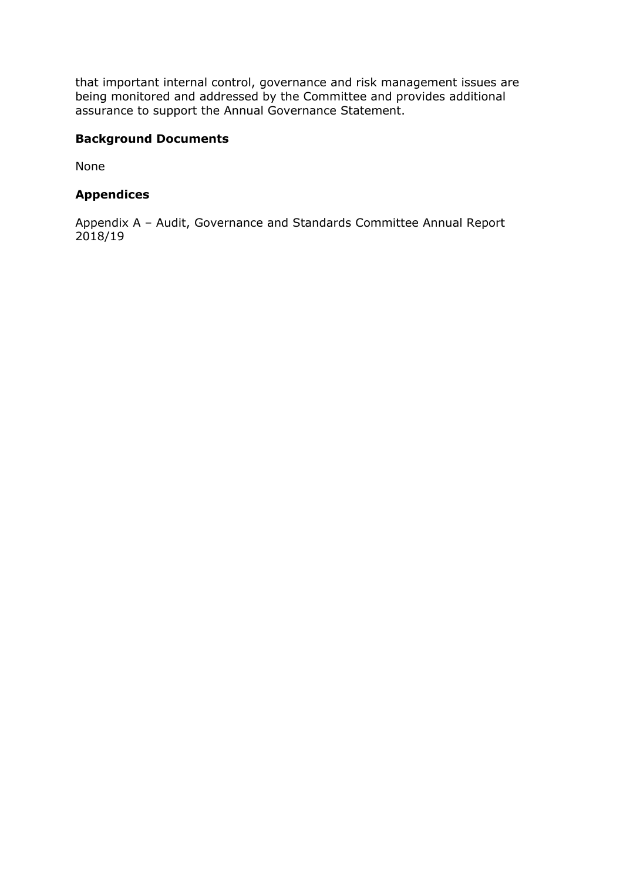that important internal control, governance and risk management issues are being monitored and addressed by the Committee and provides additional assurance to support the Annual Governance Statement.

**Background Documents**

None

**Appendices**

Appendix A – Audit, Governance and Standards Committee Annual Report 2018/19